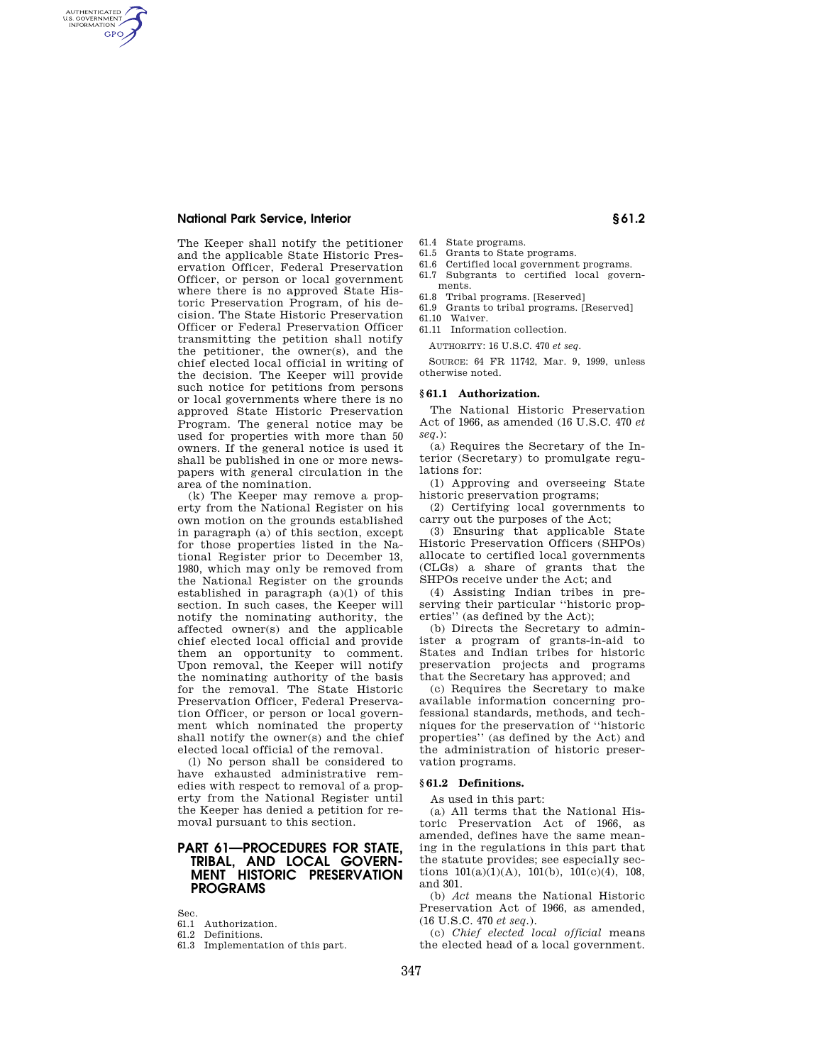The Keeper shall notify the petitioner and the applicable State Historic Preservation Officer, Federal Preservation Officer, or person or local government where there is no approved State Historic Preservation Program, of his decision. The State Historic Preservation Officer or Federal Preservation Officer transmitting the petition shall notify the petitioner, the owner(s), and the chief elected local official in writing of the decision. The Keeper will provide such notice for petitions from persons or local governments where there is no approved State Historic Preservation Program. The general notice may be used for properties with more than 50 owners. If the general notice is used it shall be published in one or more newspapers with general circulation in the area of the nomination.

(k) The Keeper may remove a property from the National Register on his own motion on the grounds established in paragraph (a) of this section, except for those properties listed in the National Register prior to December 13, 1980, which may only be removed from the National Register on the grounds established in paragraph (a)(1) of this section. In such cases, the Keeper will notify the nominating authority, the affected owner(s) and the applicable chief elected local official and provide them an opportunity to comment. Upon removal, the Keeper will notify the nominating authority of the basis for the removal. The State Historic Preservation Officer, Federal Preservation Officer, or person or local government which nominated the property shall notify the owner(s) and the chief elected local official of the removal.

(l) No person shall be considered to have exhausted administrative remedies with respect to removal of a property from the National Register until the Keeper has denied a petition for removal pursuant to this section.

## PART 61—PROCEDURES FOR STATE, TRIBAL, AND LOCAL GOVERNMENT HISTORIC PRESERVATION PROGRAMS

Sec.
61.1 Authorization.
61.2 Definitions.
61.3 Implementation of this part.
61.4 State programs.
61.5 Grants to State programs.
61.6 Certified local government programs.
61.7 Subgrants to certified local governments.
61.8 Tribal programs. [Reserved]
61.9 Grants to tribal programs. [Reserved]
61.10 Waiver.
61.11 Information collection.

AUTHORITY: 16 U.S.C. 470 *et seq.*

SOURCE: 64 FR 11742, Mar. 9, 1999, unless otherwise noted.

### § 61.1 Authorization.

The National Historic Preservation Act of 1966, as amended (16 U.S.C. 470 *et seq.*):

(a) Requires the Secretary of the Interior (Secretary) to promulgate regulations for:

(1) Approving and overseeing State historic preservation programs;

(2) Certifying local governments to carry out the purposes of the Act;

(3) Ensuring that applicable State Historic Preservation Officers (SHPOs) allocate to certified local governments (CLGs) a share of grants that the SHPOs receive under the Act; and

(4) Assisting Indian tribes in preserving their particular "historic properties" (as defined by the Act);

(b) Directs the Secretary to administer a program of grants-in-aid to States and Indian tribes for historic preservation projects and programs that the Secretary has approved; and

(c) Requires the Secretary to make available information concerning professional standards, methods, and techniques for the preservation of "historic properties" (as defined by the Act) and the administration of historic preservation programs.

### § 61.2 Definitions.

As used in this part:

(a) All terms that the National Historic Preservation Act of 1966, as amended, defines have the same meaning in the regulations in this part that the statute provides; see especially sections 101(a)(1)(A), 101(b), 101(c)(4), 108, and 301.

(b) *Act* means the National Historic Preservation Act of 1966, as amended, (16 U.S.C. 470 *et seq.*).

(c) *Chief elected local official* means the elected head of a local government.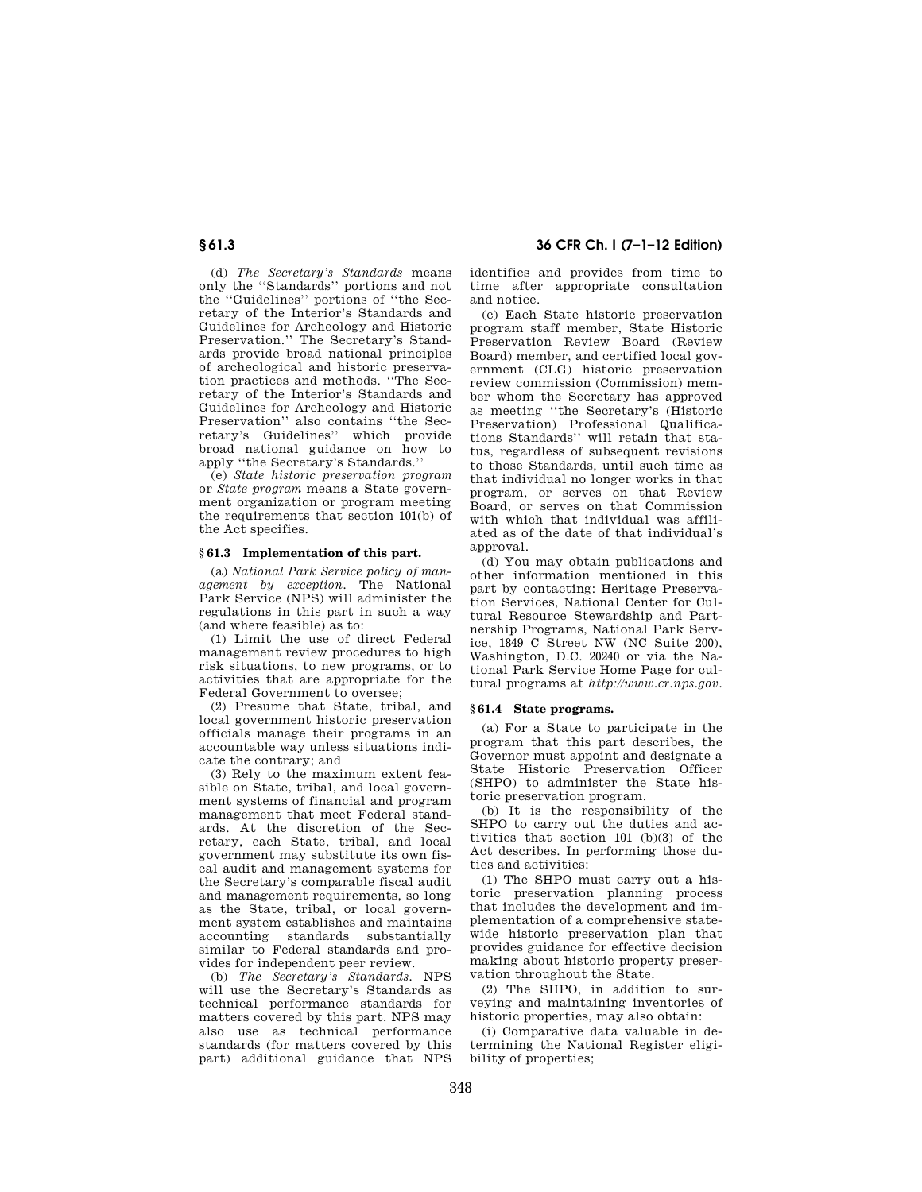(d) *The Secretary's Standards* means only the ''Standards'' portions and not the ''Guidelines'' portions of ''the Secretary of the Interior's Standards and Guidelines for Archeology and Historic Preservation.'' The Secretary's Standards provide broad national principles of archeological and historic preservation practices and methods. ''The Secretary of the Interior's Standards and Guidelines for Archeology and Historic Preservation'' also contains ''the Secretary's Guidelines'' which provide broad national guidance on how to apply ''the Secretary's Standards.''

(e) *State historic preservation program* or *State program* means a State government organization or program meeting the requirements that section 101(b) of the Act specifies.

### § 61.3 Implementation of this part.

(a) *National Park Service policy of management by exception.* The National Park Service (NPS) will administer the regulations in this part in such a way (and where feasible) as to:

(1) Limit the use of direct Federal management review procedures to high risk situations, to new programs, or to activities that are appropriate for the Federal Government to oversee;

(2) Presume that State, tribal, and local government historic preservation officials manage their programs in an accountable way unless situations indicate the contrary; and

(3) Rely to the maximum extent feasible on State, tribal, and local government systems of financial and program management that meet Federal standards. At the discretion of the Secretary, each State, tribal, and local government may substitute its own fiscal audit and management systems for the Secretary's comparable fiscal audit and management requirements, so long as the State, tribal, or local government system establishes and maintains accounting standards substantially similar to Federal standards and provides for independent peer review.

(b) *The Secretary's Standards.* NPS will use the Secretary's Standards as technical performance standards for matters covered by this part. NPS may also use as technical performance standards (for matters covered by this part) additional guidance that NPS identifies and provides from time to time after appropriate consultation and notice.

(c) Each State historic preservation program staff member, State Historic Preservation Review Board (Review Board) member, and certified local government (CLG) historic preservation review commission (Commission) member whom the Secretary has approved as meeting ''the Secretary's (Historic Preservation) Professional Qualifications Standards'' will retain that status, regardless of subsequent revisions to those Standards, until such time as that individual no longer works in that program, or serves on that Review Board, or serves on that Commission with which that individual was affiliated as of the date of that individual's approval.

(d) You may obtain publications and other information mentioned in this part by contacting: Heritage Preservation Services, National Center for Cultural Resource Stewardship and Partnership Programs, National Park Service, 1849 C Street NW (NC Suite 200), Washington, D.C. 20240 or via the National Park Service Home Page for cultural programs at *http://www.cr.nps.gov*.

### § 61.4 State programs.

(a) For a State to participate in the program that this part describes, the Governor must appoint and designate a State Historic Preservation Officer (SHPO) to administer the State historic preservation program.

(b) It is the responsibility of the SHPO to carry out the duties and activities that section 101 (b)(3) of the Act describes. In performing those duties and activities:

(1) The SHPO must carry out a historic preservation planning process that includes the development and implementation of a comprehensive statewide historic preservation plan that provides guidance for effective decision making about historic property preservation throughout the State.

(2) The SHPO, in addition to surveying and maintaining inventories of historic properties, may also obtain:

(i) Comparative data valuable in determining the National Register eligibility of properties;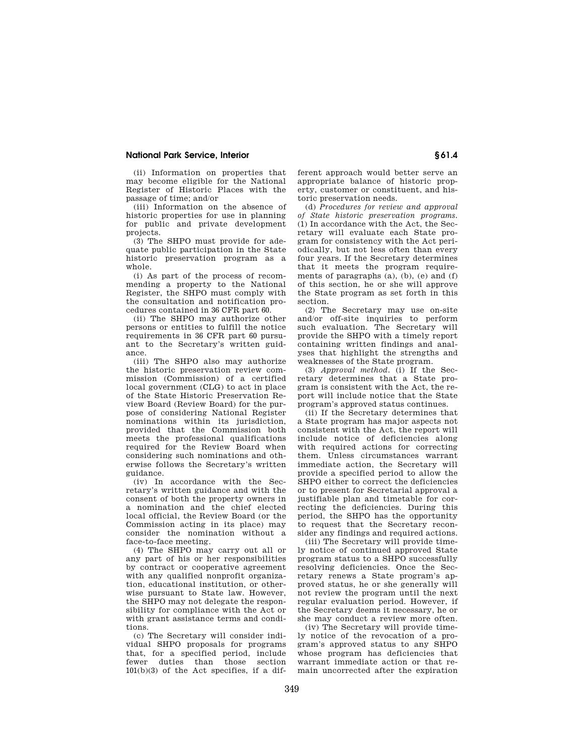(ii) Information on properties that may become eligible for the National Register of Historic Places with the passage of time; and/or

(iii) Information on the absence of historic properties for use in planning for public and private development projects.

(3) The SHPO must provide for adequate public participation in the State historic preservation program as a whole.

(i) As part of the process of recommending a property to the National Register, the SHPO must comply with the consultation and notification procedures contained in 36 CFR part 60.

(ii) The SHPO may authorize other persons or entities to fulfill the notice requirements in 36 CFR part 60 pursuant to the Secretary's written guidance.

(iii) The SHPO also may authorize the historic preservation review commission (Commission) of a certified local government (CLG) to act in place of the State Historic Preservation Review Board (Review Board) for the purpose of considering National Register nominations within its jurisdiction, provided that the Commission both meets the professional qualifications required for the Review Board when considering such nominations and otherwise follows the Secretary's written guidance.

(iv) In accordance with the Secretary's written guidance and with the consent of both the property owners in a nomination and the chief elected local official, the Review Board (or the Commission acting in its place) may consider the nomination without a face-to-face meeting.

(4) The SHPO may carry out all or any part of his or her responsibilities by contract or cooperative agreement with any qualified nonprofit organization, educational institution, or otherwise pursuant to State law. However, the SHPO may not delegate the responsibility for compliance with the Act or with grant assistance terms and conditions.

(c) The Secretary will consider individual SHPO proposals for programs that, for a specified period, include fewer duties than those section 101(b)(3) of the Act specifies, if a different approach would better serve an appropriate balance of historic property, customer or constituent, and historic preservation needs.

(d) *Procedures for review and approval of State historic preservation programs.* (1) In accordance with the Act, the Secretary will evaluate each State program for consistency with the Act periodically, but not less often than every four years. If the Secretary determines that it meets the program requirements of paragraphs (a), (b), (e) and (f) of this section, he or she will approve the State program as set forth in this section.

(2) The Secretary may use on-site and/or off-site inquiries to perform such evaluation. The Secretary will provide the SHPO with a timely report containing written findings and analyses that highlight the strengths and weaknesses of the State program.

(3) *Approval method.* (i) If the Secretary determines that a State program is consistent with the Act, the report will include notice that the State program's approved status continues.

(ii) If the Secretary determines that a State program has major aspects not consistent with the Act, the report will include notice of deficiencies along with required actions for correcting them. Unless circumstances warrant immediate action, the Secretary will provide a specified period to allow the SHPO either to correct the deficiencies or to present for Secretarial approval a justifiable plan and timetable for correcting the deficiencies. During this period, the SHPO has the opportunity to request that the Secretary reconsider any findings and required actions.

(iii) The Secretary will provide timely notice of continued approved State program status to a SHPO successfully resolving deficiencies. Once the Secretary renews a State program's approved status, he or she generally will not review the program until the next regular evaluation period. However, if the Secretary deems it necessary, he or she may conduct a review more often.

(iv) The Secretary will provide timely notice of the revocation of a program's approved status to any SHPO whose program has deficiencies that warrant immediate action or that remain uncorrected after the expiration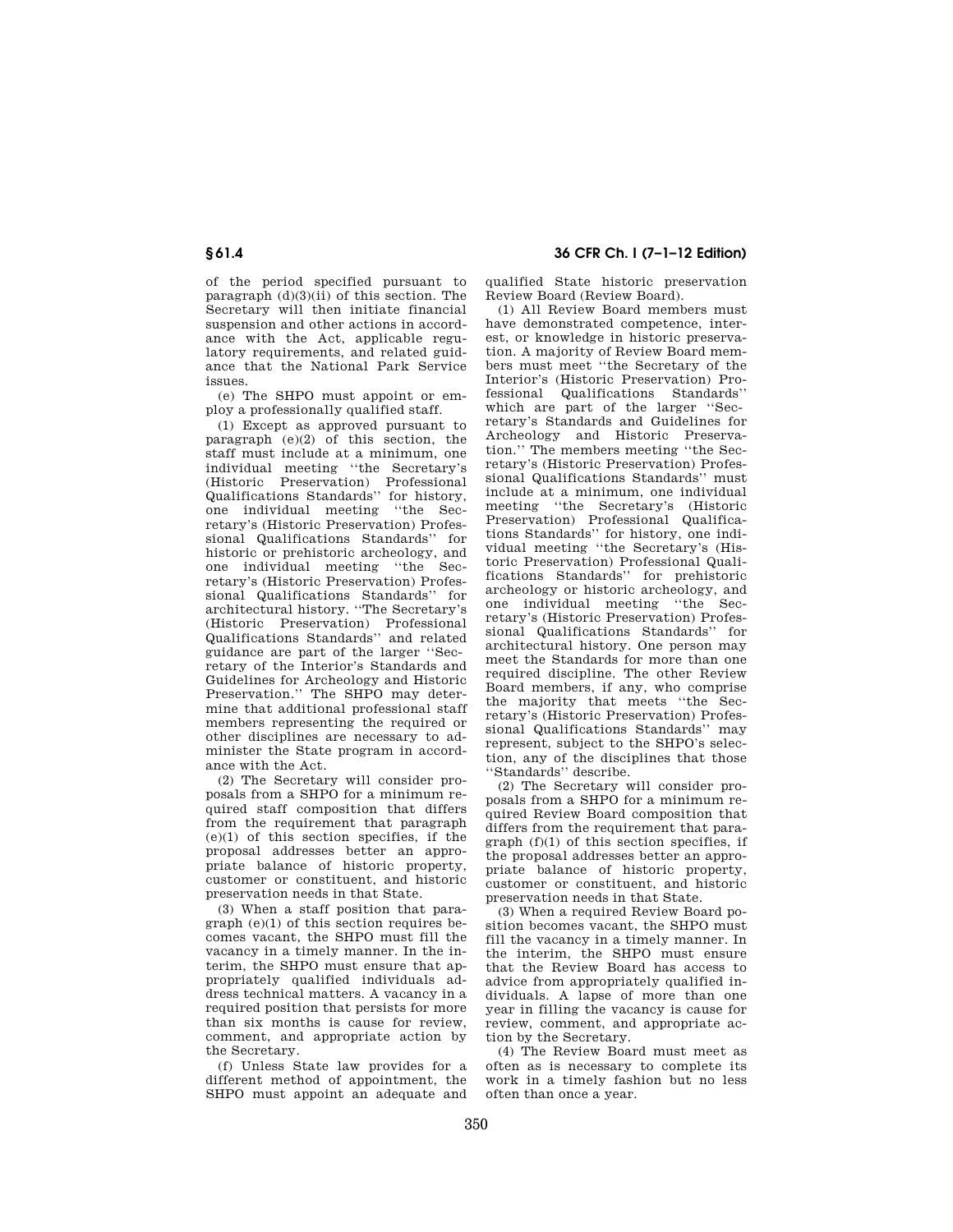of the period specified pursuant to paragraph (d)(3)(ii) of this section. The Secretary will then initiate financial suspension and other actions in accordance with the Act, applicable regulatory requirements, and related guidance that the National Park Service issues.

(e) The SHPO must appoint or employ a professionally qualified staff.

(1) Except as approved pursuant to paragraph (e)(2) of this section, the staff must include at a minimum, one individual meeting "the Secretary's (Historic Preservation) Professional Qualifications Standards" for history, one individual meeting "the Secretary's (Historic Preservation) Professional Qualifications Standards" for historic or prehistoric archeology, and one individual meeting "the Secretary's (Historic Preservation) Professional Qualifications Standards" for architectural history. "The Secretary's (Historic Preservation) Professional Qualifications Standards" and related guidance are part of the larger "Secretary of the Interior's Standards and Guidelines for Archeology and Historic Preservation." The SHPO may determine that additional professional staff members representing the required or other disciplines are necessary to administer the State program in accordance with the Act.

(2) The Secretary will consider proposals from a SHPO for a minimum required staff composition that differs from the requirement that paragraph (e)(1) of this section specifies, if the proposal addresses better an appropriate balance of historic property, customer or constituent, and historic preservation needs in that State.

(3) When a staff position that paragraph (e)(1) of this section requires becomes vacant, the SHPO must fill the vacancy in a timely manner. In the interim, the SHPO must ensure that appropriately qualified individuals address technical matters. A vacancy in a required position that persists for more than six months is cause for review, comment, and appropriate action by the Secretary.

(f) Unless State law provides for a different method of appointment, the SHPO must appoint an adequate and qualified State historic preservation Review Board (Review Board).

(1) All Review Board members must have demonstrated competence, interest, or knowledge in historic preservation. A majority of Review Board members must meet "the Secretary of the Interior's (Historic Preservation) Professional Qualifications Standards" which are part of the larger "Secretary's Standards and Guidelines for Archeology and Historic Preservation." The members meeting "the Secretary's (Historic Preservation) Professional Qualifications Standards" must include at a minimum, one individual meeting "the Secretary's (Historic Preservation) Professional Qualifications Standards" for history, one individual meeting "the Secretary's (Historic Preservation) Professional Qualifications Standards" for prehistoric archeology or historic archeology, and one individual meeting "the Secretary's (Historic Preservation) Professional Qualifications Standards" for architectural history. One person may meet the Standards for more than one required discipline. The other Review Board members, if any, who comprise the majority that meets "the Secretary's (Historic Preservation) Professional Qualifications Standards" may represent, subject to the SHPO's selection, any of the disciplines that those "Standards" describe.

(2) The Secretary will consider proposals from a SHPO for a minimum required Review Board composition that differs from the requirement that paragraph (f)(1) of this section specifies, if the proposal addresses better an appropriate balance of historic property, customer or constituent, and historic preservation needs in that State.

(3) When a required Review Board position becomes vacant, the SHPO must fill the vacancy in a timely manner. In the interim, the SHPO must ensure that the Review Board has access to advice from appropriately qualified individuals. A lapse of more than one year in filling the vacancy is cause for review, comment, and appropriate action by the Secretary.

(4) The Review Board must meet as often as is necessary to complete its work in a timely fashion but no less often than once a year.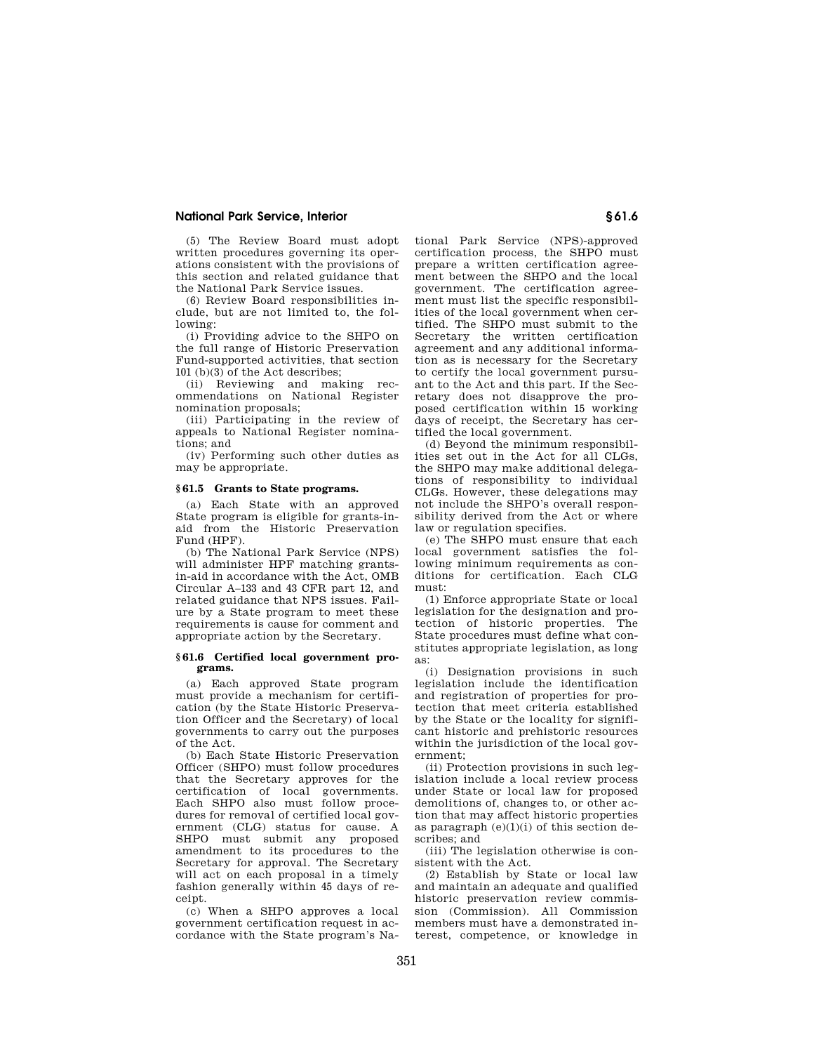(5) The Review Board must adopt written procedures governing its operations consistent with the provisions of this section and related guidance that the National Park Service issues.

(6) Review Board responsibilities include, but are not limited to, the following:

(i) Providing advice to the SHPO on the full range of Historic Preservation Fund-supported activities, that section 101 (b)(3) of the Act describes;

(ii) Reviewing and making recommendations on National Register nomination proposals;

(iii) Participating in the review of appeals to National Register nominations; and

(iv) Performing such other duties as may be appropriate.

### § 61.5 Grants to State programs.

(a) Each State with an approved State program is eligible for grants-in-aid from the Historic Preservation Fund (HPF).

(b) The National Park Service (NPS) will administer HPF matching grants-in-aid in accordance with the Act, OMB Circular A–133 and 43 CFR part 12, and related guidance that NPS issues. Failure by a State program to meet these requirements is cause for comment and appropriate action by the Secretary.

### § 61.6 Certified local government programs.

(a) Each approved State program must provide a mechanism for certification (by the State Historic Preservation Officer and the Secretary) of local governments to carry out the purposes of the Act.

(b) Each State Historic Preservation Officer (SHPO) must follow procedures that the Secretary approves for the certification of local governments. Each SHPO also must follow procedures for removal of certified local government (CLG) status for cause. A SHPO must submit any proposed amendment to its procedures to the Secretary for approval. The Secretary will act on each proposal in a timely fashion generally within 45 days of receipt.

(c) When a SHPO approves a local government certification request in accordance with the State program's National Park Service (NPS)-approved certification process, the SHPO must prepare a written certification agreement between the SHPO and the local government. The certification agreement must list the specific responsibilities of the local government when certified. The SHPO must submit to the Secretary the written certification agreement and any additional information as is necessary for the Secretary to certify the local government pursuant to the Act and this part. If the Secretary does not disapprove the proposed certification within 15 working days of receipt, the Secretary has certified the local government.

(d) Beyond the minimum responsibilities set out in the Act for all CLGs, the SHPO may make additional delegations of responsibility to individual CLGs. However, these delegations may not include the SHPO's overall responsibility derived from the Act or where law or regulation specifies.

(e) The SHPO must ensure that each local government satisfies the following minimum requirements as conditions for certification. Each CLG must:

(1) Enforce appropriate State or local legislation for the designation and protection of historic properties. The State procedures must define what constitutes appropriate legislation, as long as:

(i) Designation provisions in such legislation include the identification and registration of properties for protection that meet criteria established by the State or the locality for significant historic and prehistoric resources within the jurisdiction of the local government;

(ii) Protection provisions in such legislation include a local review process under State or local law for proposed demolitions of, changes to, or other action that may affect historic properties as paragraph (e)(1)(i) of this section describes; and

(iii) The legislation otherwise is consistent with the Act.

(2) Establish by State or local law and maintain an adequate and qualified historic preservation review commission (Commission). All Commission members must have a demonstrated interest, competence, or knowledge in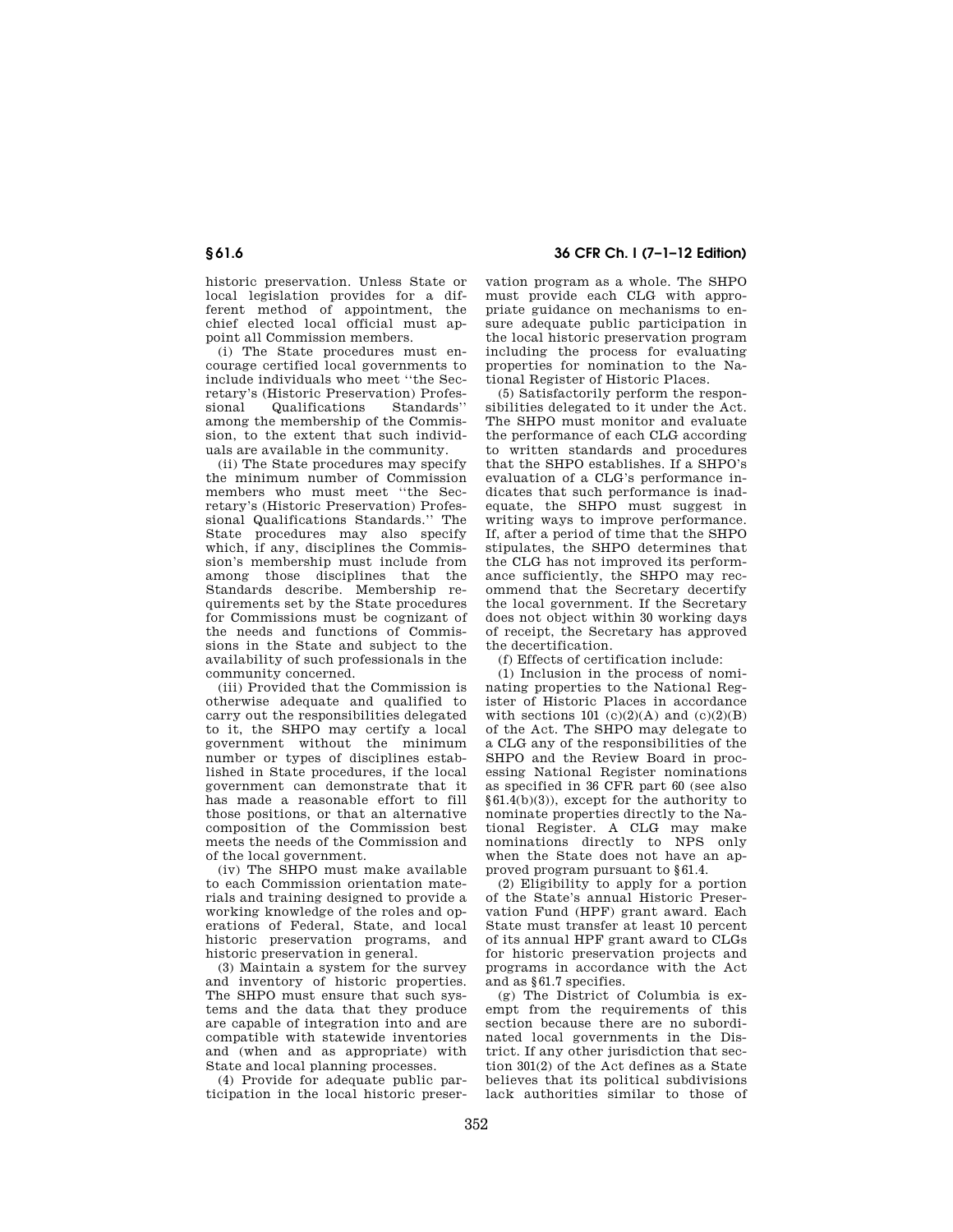historic preservation. Unless State or local legislation provides for a different method of appointment, the chief elected local official must appoint all Commission members.

(i) The State procedures must encourage certified local governments to include individuals who meet ''the Secretary's (Historic Preservation) Professional Qualifications Standards'' among the membership of the Commission, to the extent that such individuals are available in the community.

(ii) The State procedures may specify the minimum number of Commission members who must meet ''the Secretary's (Historic Preservation) Professional Qualifications Standards.'' The State procedures may also specify which, if any, disciplines the Commission's membership must include from among those disciplines that the Standards describe. Membership requirements set by the State procedures for Commissions must be cognizant of the needs and functions of Commissions in the State and subject to the availability of such professionals in the community concerned.

(iii) Provided that the Commission is otherwise adequate and qualified to carry out the responsibilities delegated to it, the SHPO may certify a local government without the minimum number or types of disciplines established in State procedures, if the local government can demonstrate that it has made a reasonable effort to fill those positions, or that an alternative composition of the Commission best meets the needs of the Commission and of the local government.

(iv) The SHPO must make available to each Commission orientation materials and training designed to provide a working knowledge of the roles and operations of Federal, State, and local historic preservation programs, and historic preservation in general.

(3) Maintain a system for the survey and inventory of historic properties. The SHPO must ensure that such systems and the data that they produce are capable of integration into and are compatible with statewide inventories and (when and as appropriate) with State and local planning processes.

(4) Provide for adequate public participation in the local historic preservation program as a whole. The SHPO must provide each CLG with appropriate guidance on mechanisms to ensure adequate public participation in the local historic preservation program including the process for evaluating properties for nomination to the National Register of Historic Places.

(5) Satisfactorily perform the responsibilities delegated to it under the Act. The SHPO must monitor and evaluate the performance of each CLG according to written standards and procedures that the SHPO establishes. If a SHPO's evaluation of a CLG's performance indicates that such performance is inadequate, the SHPO must suggest in writing ways to improve performance. If, after a period of time that the SHPO stipulates, the SHPO determines that the CLG has not improved its performance sufficiently, the SHPO may recommend that the Secretary decertify the local government. If the Secretary does not object within 30 working days of receipt, the Secretary has approved the decertification.

(f) Effects of certification include:

(1) Inclusion in the process of nominating properties to the National Register of Historic Places in accordance with sections 101 (c)(2)(A) and (c)(2)(B) of the Act. The SHPO may delegate to a CLG any of the responsibilities of the SHPO and the Review Board in processing National Register nominations as specified in 36 CFR part 60 (see also §61.4(b)(3)), except for the authority to nominate properties directly to the National Register. A CLG may make nominations directly to NPS only when the State does not have an approved program pursuant to §61.4.

(2) Eligibility to apply for a portion of the State's annual Historic Preservation Fund (HPF) grant award. Each State must transfer at least 10 percent of its annual HPF grant award to CLGs for historic preservation projects and programs in accordance with the Act and as §61.7 specifies.

(g) The District of Columbia is exempt from the requirements of this section because there are no subordinated local governments in the District. If any other jurisdiction that section 301(2) of the Act defines as a State believes that its political subdivisions lack authorities similar to those of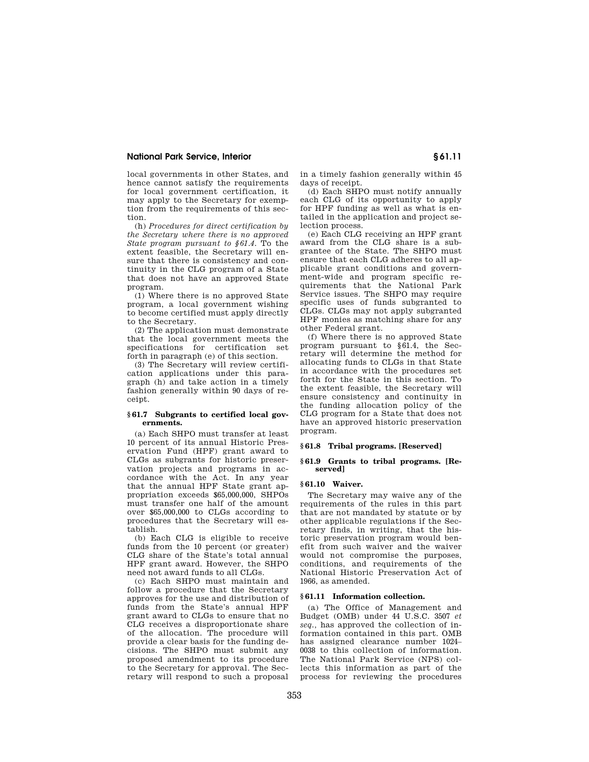local governments in other States, and hence cannot satisfy the requirements for local government certification, it may apply to the Secretary for exemption from the requirements of this section.

(h) *Procedures for direct certification by the Secretary where there is no approved State program pursuant to §61.4.* To the extent feasible, the Secretary will ensure that there is consistency and continuity in the CLG program of a State that does not have an approved State program.

(1) Where there is no approved State program, a local government wishing to become certified must apply directly to the Secretary.

(2) The application must demonstrate that the local government meets the specifications for certification set forth in paragraph (e) of this section.

(3) The Secretary will review certification applications under this paragraph (h) and take action in a timely fashion generally within 90 days of receipt.

### § 61.7 Subgrants to certified local governments.

(a) Each SHPO must transfer at least 10 percent of its annual Historic Preservation Fund (HPF) grant award to CLGs as subgrants for historic preservation projects and programs in accordance with the Act. In any year that the annual HPF State grant appropriation exceeds $65,000,000, SHPOs must transfer one half of the amount over $65,000,000 to CLGs according to procedures that the Secretary will establish.

(b) Each CLG is eligible to receive funds from the 10 percent (or greater) CLG share of the State's total annual HPF grant award. However, the SHPO need not award funds to all CLGs.

(c) Each SHPO must maintain and follow a procedure that the Secretary approves for the use and distribution of funds from the State's annual HPF grant award to CLGs to ensure that no CLG receives a disproportionate share of the allocation. The procedure will provide a clear basis for the funding decisions. The SHPO must submit any proposed amendment to its procedure to the Secretary for approval. The Secretary will respond to such a proposal in a timely fashion generally within 45 days of receipt.

(d) Each SHPO must notify annually each CLG of its opportunity to apply for HPF funding as well as what is entailed in the application and project selection process.

(e) Each CLG receiving an HPF grant award from the CLG share is a subgrantee of the State. The SHPO must ensure that each CLG adheres to all applicable grant conditions and government-wide and program specific requirements that the National Park Service issues. The SHPO may require specific uses of funds subgranted to CLGs. CLGs may not apply subgranted HPF monies as matching share for any other Federal grant.

(f) Where there is no approved State program pursuant to §61.4, the Secretary will determine the method for allocating funds to CLGs in that State in accordance with the procedures set forth for the State in this section. To the extent feasible, the Secretary will ensure consistency and continuity in the funding allocation policy of the CLG program for a State that does not have an approved historic preservation program.

### § 61.8 Tribal programs. [Reserved]

### § 61.9 Grants to tribal programs. [Reserved]

### § 61.10 Waiver.

The Secretary may waive any of the requirements of the rules in this part that are not mandated by statute or by other applicable regulations if the Secretary finds, in writing, that the historic preservation program would benefit from such waiver and the waiver would not compromise the purposes, conditions, and requirements of the National Historic Preservation Act of 1966, as amended.

### § 61.11 Information collection.

(a) The Office of Management and Budget (OMB) under 44 U.S.C. 3507 *et seq.,* has approved the collection of information contained in this part. OMB has assigned clearance number 1024–0038 to this collection of information. The National Park Service (NPS) collects this information as part of the process for reviewing the procedures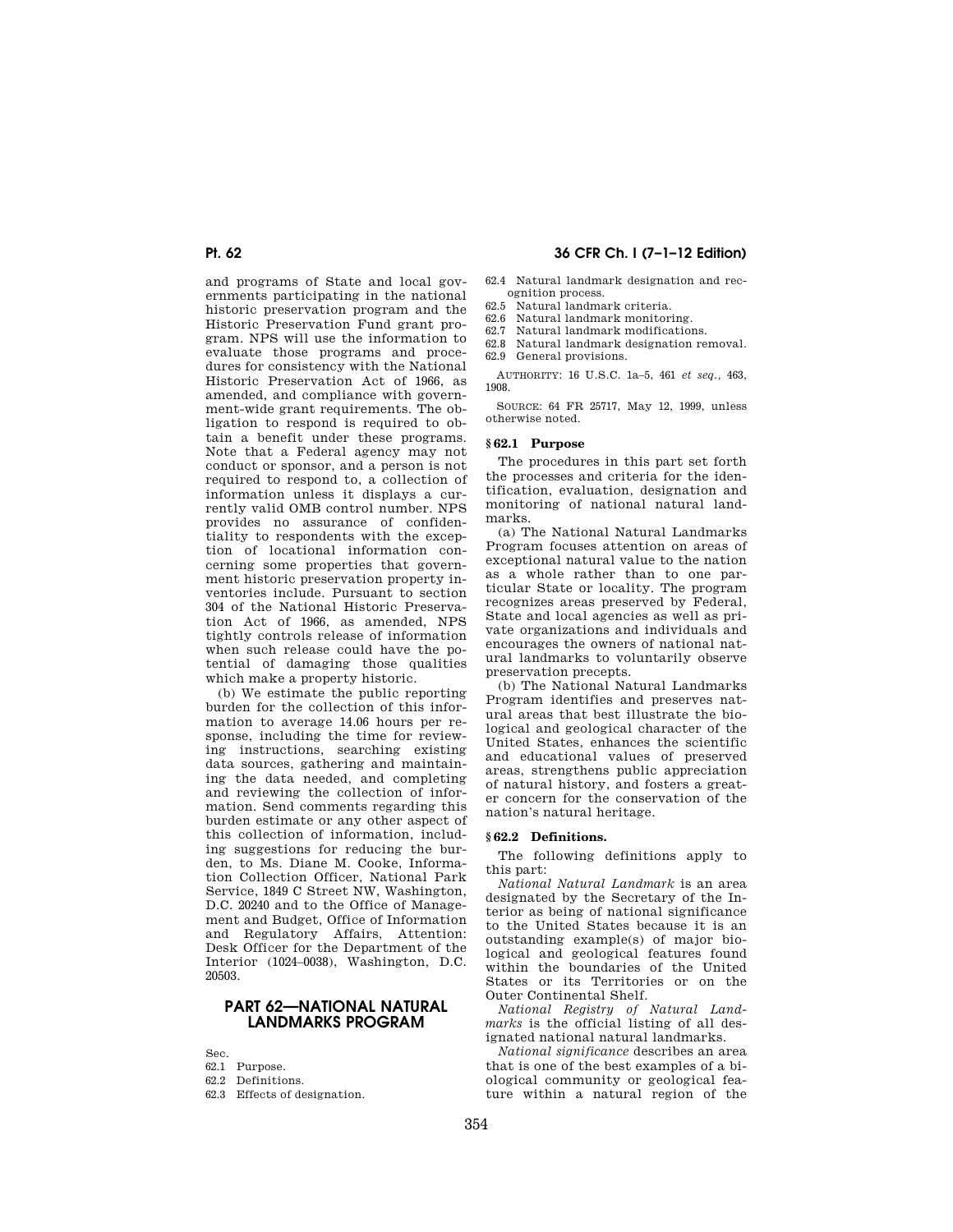and programs of State and local governments participating in the national historic preservation program and the Historic Preservation Fund grant program. NPS will use the information to evaluate those programs and procedures for consistency with the National Historic Preservation Act of 1966, as amended, and compliance with government-wide grant requirements. The obligation to respond is required to obtain a benefit under these programs. Note that a Federal agency may not conduct or sponsor, and a person is not required to respond to, a collection of information unless it displays a currently valid OMB control number. NPS provides no assurance of confidentiality to respondents with the exception of locational information concerning some properties that government historic preservation property inventories include. Pursuant to section 304 of the National Historic Preservation Act of 1966, as amended, NPS tightly controls release of information when such release could have the potential of damaging those qualities which make a property historic.

(b) We estimate the public reporting burden for the collection of this information to average 14.06 hours per response, including the time for reviewing instructions, searching existing data sources, gathering and maintaining the data needed, and completing and reviewing the collection of information. Send comments regarding this burden estimate or any other aspect of this collection of information, including suggestions for reducing the burden, to Ms. Diane M. Cooke, Information Collection Officer, National Park Service, 1849 C Street NW, Washington, D.C. 20240 and to the Office of Management and Budget, Office of Information and Regulatory Affairs, Attention: Desk Officer for the Department of the Interior (1024–0038), Washington, D.C. 20503.

## PART 62—NATIONAL NATURAL LANDMARKS PROGRAM

Sec.
62.1 Purpose.
62.2 Definitions.
62.3 Effects of designation.
62.4 Natural landmark designation and recognition process.
62.5 Natural landmark criteria.
62.6 Natural landmark monitoring.
62.7 Natural landmark modifications.
62.8 Natural landmark designation removal.
62.9 General provisions.

AUTHORITY: 16 U.S.C. 1a–5, 461 *et seq.*, 463, 1908.

SOURCE: 64 FR 25717, May 12, 1999, unless otherwise noted.

### § 62.1 Purpose

The procedures in this part set forth the processes and criteria for the identification, evaluation, designation and monitoring of national natural landmarks.

(a) The National Natural Landmarks Program focuses attention on areas of exceptional natural value to the nation as a whole rather than to one particular State or locality. The program recognizes areas preserved by Federal, State and local agencies as well as private organizations and individuals and encourages the owners of national natural landmarks to voluntarily observe preservation precepts.

(b) The National Natural Landmarks Program identifies and preserves natural areas that best illustrate the biological and geological character of the United States, enhances the scientific and educational values of preserved areas, strengthens public appreciation of natural history, and fosters a greater concern for the conservation of the nation's natural heritage.

### § 62.2 Definitions.

The following definitions apply to this part:

*National Natural Landmark* is an area designated by the Secretary of the Interior as being of national significance to the United States because it is an outstanding example(s) of major biological and geological features found within the boundaries of the United States or its Territories or on the Outer Continental Shelf.

*National Registry of Natural Landmarks* is the official listing of all designated national natural landmarks.

*National significance* describes an area that is one of the best examples of a biological community or geological feature within a natural region of the